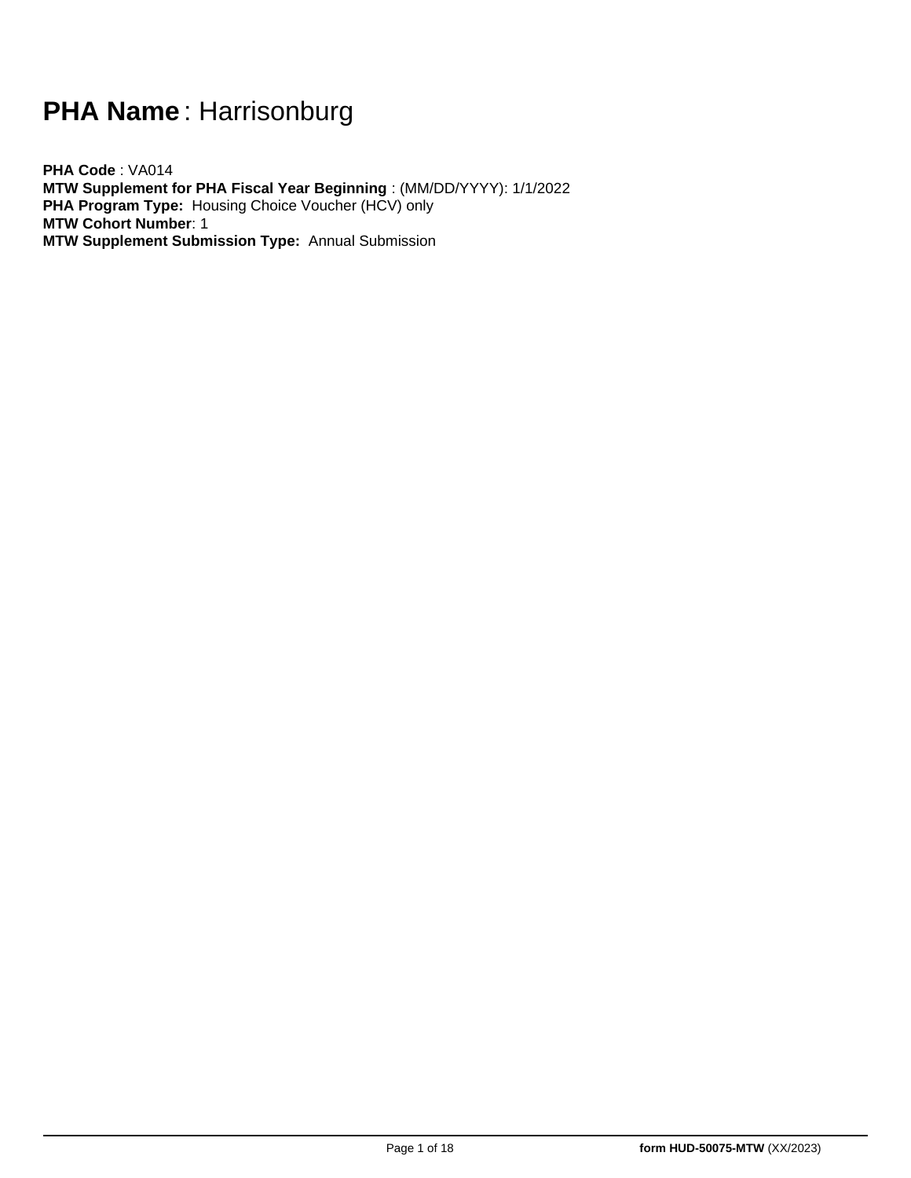# **PHA Name** : Harrisonburg

**PHA Code** : VA014
**MTW Supplement for PHA Fiscal Year Beginning** : (MM/DD/YYYY): 1/1/2022
**PHA Program Type:** Housing Choice Voucher (HCV) only
**MTW Cohort Number**: 1
**MTW Supplement Submission Type:** Annual Submission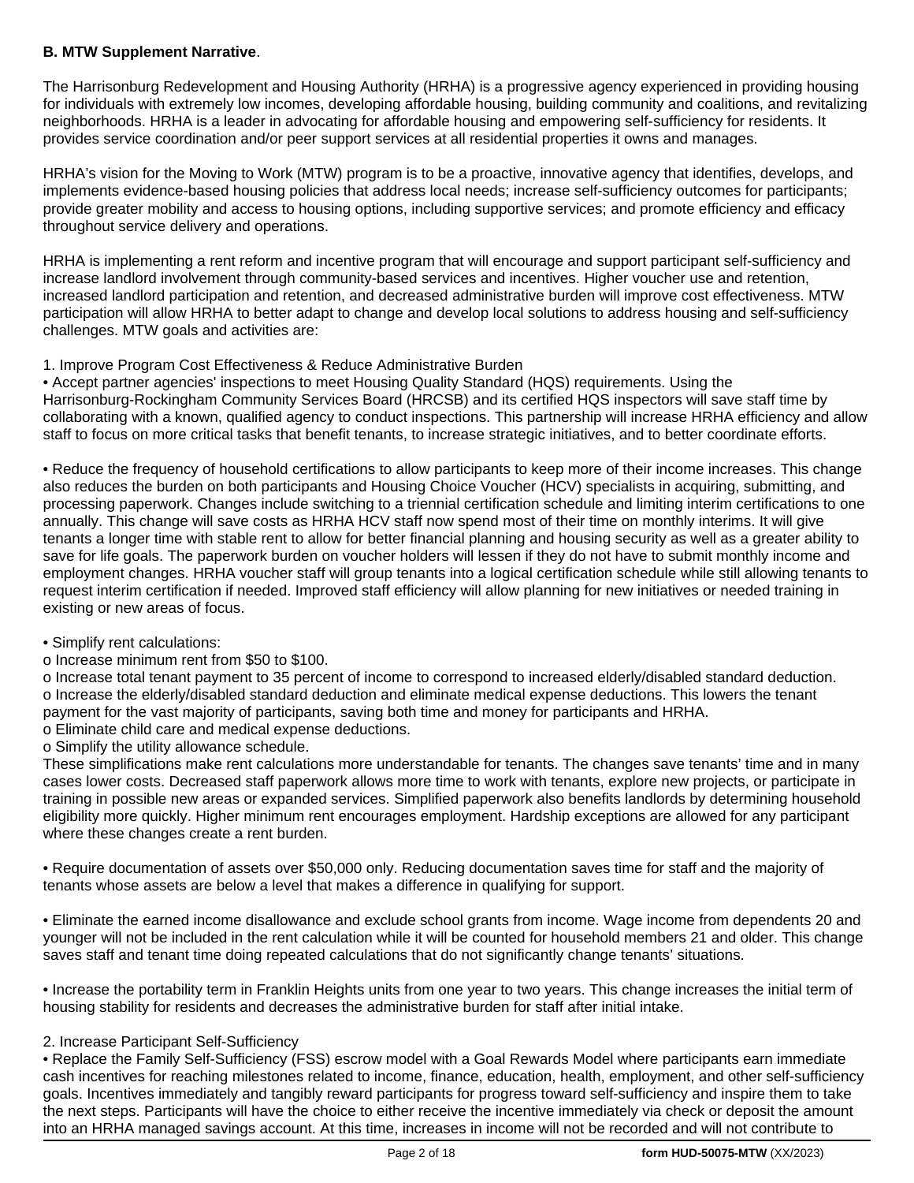**B. MTW Supplement Narrative**.

The Harrisonburg Redevelopment and Housing Authority (HRHA) is a progressive agency experienced in providing housing for individuals with extremely low incomes, developing affordable housing, building community and coalitions, and revitalizing neighborhoods. HRHA is a leader in advocating for affordable housing and empowering self-sufficiency for residents. It provides service coordination and/or peer support services at all residential properties it owns and manages.

HRHA's vision for the Moving to Work (MTW) program is to be a proactive, innovative agency that identifies, develops, and implements evidence-based housing policies that address local needs; increase self-sufficiency outcomes for participants; provide greater mobility and access to housing options, including supportive services; and promote efficiency and efficacy throughout service delivery and operations.

HRHA is implementing a rent reform and incentive program that will encourage and support participant self-sufficiency and increase landlord involvement through community-based services and incentives. Higher voucher use and retention, increased landlord participation and retention, and decreased administrative burden will improve cost effectiveness. MTW participation will allow HRHA to better adapt to change and develop local solutions to address housing and self-sufficiency challenges. MTW goals and activities are:

1. Improve Program Cost Effectiveness & Reduce Administrative Burden

• Accept partner agencies' inspections to meet Housing Quality Standard (HQS) requirements. Using the Harrisonburg-Rockingham Community Services Board (HRCSB) and its certified HQS inspectors will save staff time by collaborating with a known, qualified agency to conduct inspections. This partnership will increase HRHA efficiency and allow staff to focus on more critical tasks that benefit tenants, to increase strategic initiatives, and to better coordinate efforts.

• Reduce the frequency of household certifications to allow participants to keep more of their income increases. This change also reduces the burden on both participants and Housing Choice Voucher (HCV) specialists in acquiring, submitting, and processing paperwork. Changes include switching to a triennial certification schedule and limiting interim certifications to one annually. This change will save costs as HRHA HCV staff now spend most of their time on monthly interims. It will give tenants a longer time with stable rent to allow for better financial planning and housing security as well as a greater ability to save for life goals. The paperwork burden on voucher holders will lessen if they do not have to submit monthly income and employment changes. HRHA voucher staff will group tenants into a logical certification schedule while still allowing tenants to request interim certification if needed. Improved staff efficiency will allow planning for new initiatives or needed training in existing or new areas of focus.

• Simplify rent calculations:

o Increase minimum rent from $50 to $100.

o Increase total tenant payment to 35 percent of income to correspond to increased elderly/disabled standard deduction.

o Increase the elderly/disabled standard deduction and eliminate medical expense deductions. This lowers the tenant payment for the vast majority of participants, saving both time and money for participants and HRHA.

o Eliminate child care and medical expense deductions.

o Simplify the utility allowance schedule.

These simplifications make rent calculations more understandable for tenants. The changes save tenants' time and in many cases lower costs. Decreased staff paperwork allows more time to work with tenants, explore new projects, or participate in training in possible new areas or expanded services. Simplified paperwork also benefits landlords by determining household eligibility more quickly. Higher minimum rent encourages employment. Hardship exceptions are allowed for any participant where these changes create a rent burden.

• Require documentation of assets over $50,000 only. Reducing documentation saves time for staff and the majority of tenants whose assets are below a level that makes a difference in qualifying for support.

• Eliminate the earned income disallowance and exclude school grants from income. Wage income from dependents 20 and younger will not be included in the rent calculation while it will be counted for household members 21 and older. This change saves staff and tenant time doing repeated calculations that do not significantly change tenants' situations.

• Increase the portability term in Franklin Heights units from one year to two years. This change increases the initial term of housing stability for residents and decreases the administrative burden for staff after initial intake.

2. Increase Participant Self-Sufficiency

• Replace the Family Self-Sufficiency (FSS) escrow model with a Goal Rewards Model where participants earn immediate cash incentives for reaching milestones related to income, finance, education, health, employment, and other self-sufficiency goals. Incentives immediately and tangibly reward participants for progress toward self-sufficiency and inspire them to take the next steps. Participants will have the choice to either receive the incentive immediately via check or deposit the amount into an HRHA managed savings account. At this time, increases in income will not be recorded and will not contribute to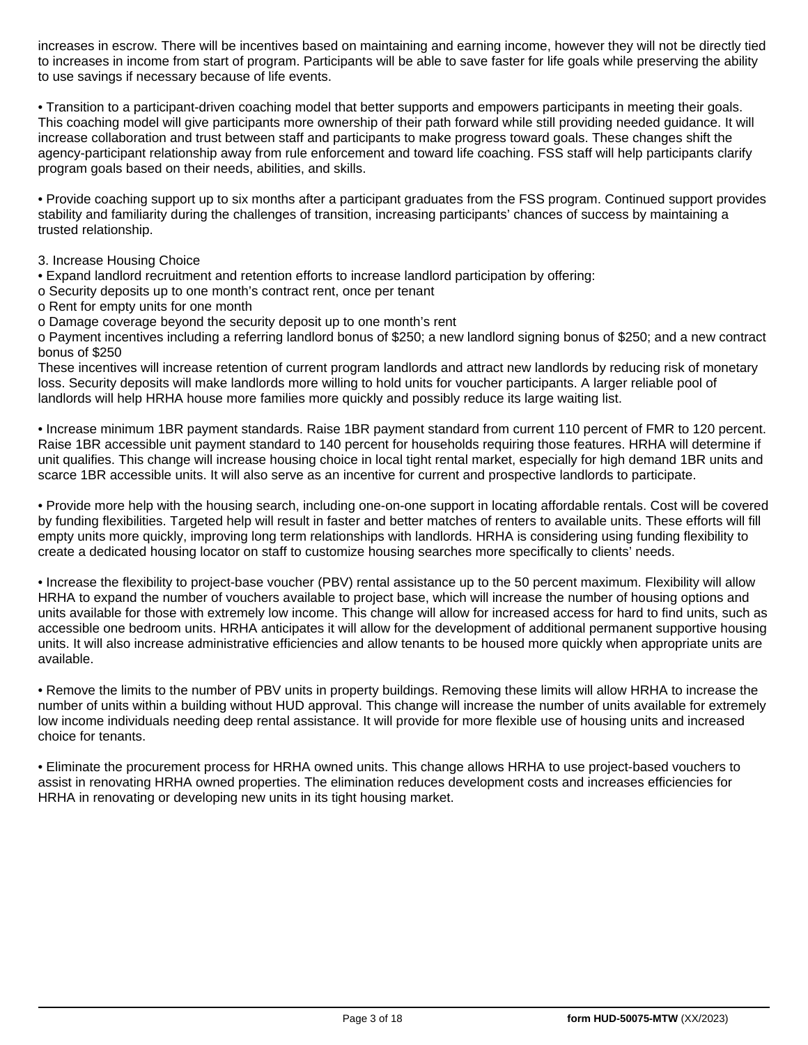increases in escrow. There will be incentives based on maintaining and earning income, however they will not be directly tied to increases in income from start of program. Participants will be able to save faster for life goals while preserving the ability to use savings if necessary because of life events.

• Transition to a participant-driven coaching model that better supports and empowers participants in meeting their goals. This coaching model will give participants more ownership of their path forward while still providing needed guidance. It will increase collaboration and trust between staff and participants to make progress toward goals. These changes shift the agency-participant relationship away from rule enforcement and toward life coaching. FSS staff will help participants clarify program goals based on their needs, abilities, and skills.

• Provide coaching support up to six months after a participant graduates from the FSS program. Continued support provides stability and familiarity during the challenges of transition, increasing participants' chances of success by maintaining a trusted relationship.

3. Increase Housing Choice

• Expand landlord recruitment and retention efforts to increase landlord participation by offering:

o Security deposits up to one month's contract rent, once per tenant

o Rent for empty units for one month

o Damage coverage beyond the security deposit up to one month's rent

o Payment incentives including a referring landlord bonus of $250; a new landlord signing bonus of $250; and a new contract bonus of $250

These incentives will increase retention of current program landlords and attract new landlords by reducing risk of monetary loss. Security deposits will make landlords more willing to hold units for voucher participants. A larger reliable pool of landlords will help HRHA house more families more quickly and possibly reduce its large waiting list.

• Increase minimum 1BR payment standards. Raise 1BR payment standard from current 110 percent of FMR to 120 percent. Raise 1BR accessible unit payment standard to 140 percent for households requiring those features. HRHA will determine if unit qualifies. This change will increase housing choice in local tight rental market, especially for high demand 1BR units and scarce 1BR accessible units. It will also serve as an incentive for current and prospective landlords to participate.

• Provide more help with the housing search, including one-on-one support in locating affordable rentals. Cost will be covered by funding flexibilities. Targeted help will result in faster and better matches of renters to available units. These efforts will fill empty units more quickly, improving long term relationships with landlords. HRHA is considering using funding flexibility to create a dedicated housing locator on staff to customize housing searches more specifically to clients' needs.

• Increase the flexibility to project-base voucher (PBV) rental assistance up to the 50 percent maximum. Flexibility will allow HRHA to expand the number of vouchers available to project base, which will increase the number of housing options and units available for those with extremely low income. This change will allow for increased access for hard to find units, such as accessible one bedroom units. HRHA anticipates it will allow for the development of additional permanent supportive housing units. It will also increase administrative efficiencies and allow tenants to be housed more quickly when appropriate units are available.

• Remove the limits to the number of PBV units in property buildings. Removing these limits will allow HRHA to increase the number of units within a building without HUD approval. This change will increase the number of units available for extremely low income individuals needing deep rental assistance. It will provide for more flexible use of housing units and increased choice for tenants.

• Eliminate the procurement process for HRHA owned units. This change allows HRHA to use project-based vouchers to assist in renovating HRHA owned properties. The elimination reduces development costs and increases efficiencies for HRHA in renovating or developing new units in its tight housing market.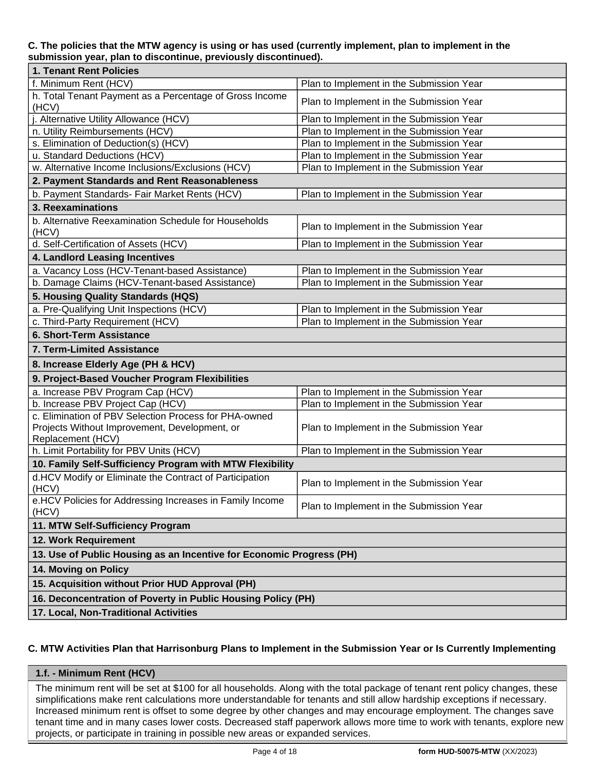**C. The policies that the MTW agency is using or has used (currently implement, plan to implement in the submission year, plan to discontinue, previously discontinued).**

| **1. Tenant Rent Policies** | |
|---|---|
| f. Minimum Rent (HCV) | Plan to Implement in the Submission Year |
| h. Total Tenant Payment as a Percentage of Gross Income (HCV) | Plan to Implement in the Submission Year |
| j. Alternative Utility Allowance (HCV) | Plan to Implement in the Submission Year |
| n. Utility Reimbursements (HCV) | Plan to Implement in the Submission Year |
| s. Elimination of Deduction(s) (HCV) | Plan to Implement in the Submission Year |
| u. Standard Deductions (HCV) | Plan to Implement in the Submission Year |
| w. Alternative Income Inclusions/Exclusions (HCV) | Plan to Implement in the Submission Year |
| **2. Payment Standards and Rent Reasonableness** | |
| b. Payment Standards- Fair Market Rents (HCV) | Plan to Implement in the Submission Year |
| **3. Reexaminations** | |
| b. Alternative Reexamination Schedule for Households (HCV) | Plan to Implement in the Submission Year |
| d. Self-Certification of Assets (HCV) | Plan to Implement in the Submission Year |
| **4. Landlord Leasing Incentives** | |
| a. Vacancy Loss (HCV-Tenant-based Assistance) | Plan to Implement in the Submission Year |
| b. Damage Claims (HCV-Tenant-based Assistance) | Plan to Implement in the Submission Year |
| **5. Housing Quality Standards (HQS)** | |
| a. Pre-Qualifying Unit Inspections (HCV) | Plan to Implement in the Submission Year |
| c. Third-Party Requirement (HCV) | Plan to Implement in the Submission Year |
| **6. Short-Term Assistance** | |
| **7. Term-Limited Assistance** | |
| **8. Increase Elderly Age (PH & HCV)** | |
| **9. Project-Based Voucher Program Flexibilities** | |
| a. Increase PBV Program Cap (HCV) | Plan to Implement in the Submission Year |
| b. Increase PBV Project Cap (HCV) | Plan to Implement in the Submission Year |
| c. Elimination of PBV Selection Process for PHA-owned Projects Without Improvement, Development, or Replacement (HCV) | Plan to Implement in the Submission Year |
| h. Limit Portability for PBV Units (HCV) | Plan to Implement in the Submission Year |
| **10. Family Self-Sufficiency Program with MTW Flexibility** | |
| d.HCV Modify or Eliminate the Contract of Participation (HCV) | Plan to Implement in the Submission Year |
| e.HCV Policies for Addressing Increases in Family Income (HCV) | Plan to Implement in the Submission Year |
| **11. MTW Self-Sufficiency Program** | |
| **12. Work Requirement** | |
| **13. Use of Public Housing as an Incentive for Economic Progress (PH)** | |
| **14. Moving on Policy** | |
| **15. Acquisition without Prior HUD Approval (PH)** | |
| **16. Deconcentration of Poverty in Public Housing Policy (PH)** | |
| **17. Local, Non-Traditional Activities** | |

**C. MTW Activities Plan that Harrisonburg Plans to Implement in the Submission Year or Is Currently Implementing**

**1.f. - Minimum Rent (HCV)**

The minimum rent will be set at $100 for all households. Along with the total package of tenant rent policy changes, these simplifications make rent calculations more understandable for tenants and still allow hardship exceptions if necessary. Increased minimum rent is offset to some degree by other changes and may encourage employment. The changes save tenant time and in many cases lower costs. Decreased staff paperwork allows more time to work with tenants, explore new projects, or participate in training in possible new areas or expanded services.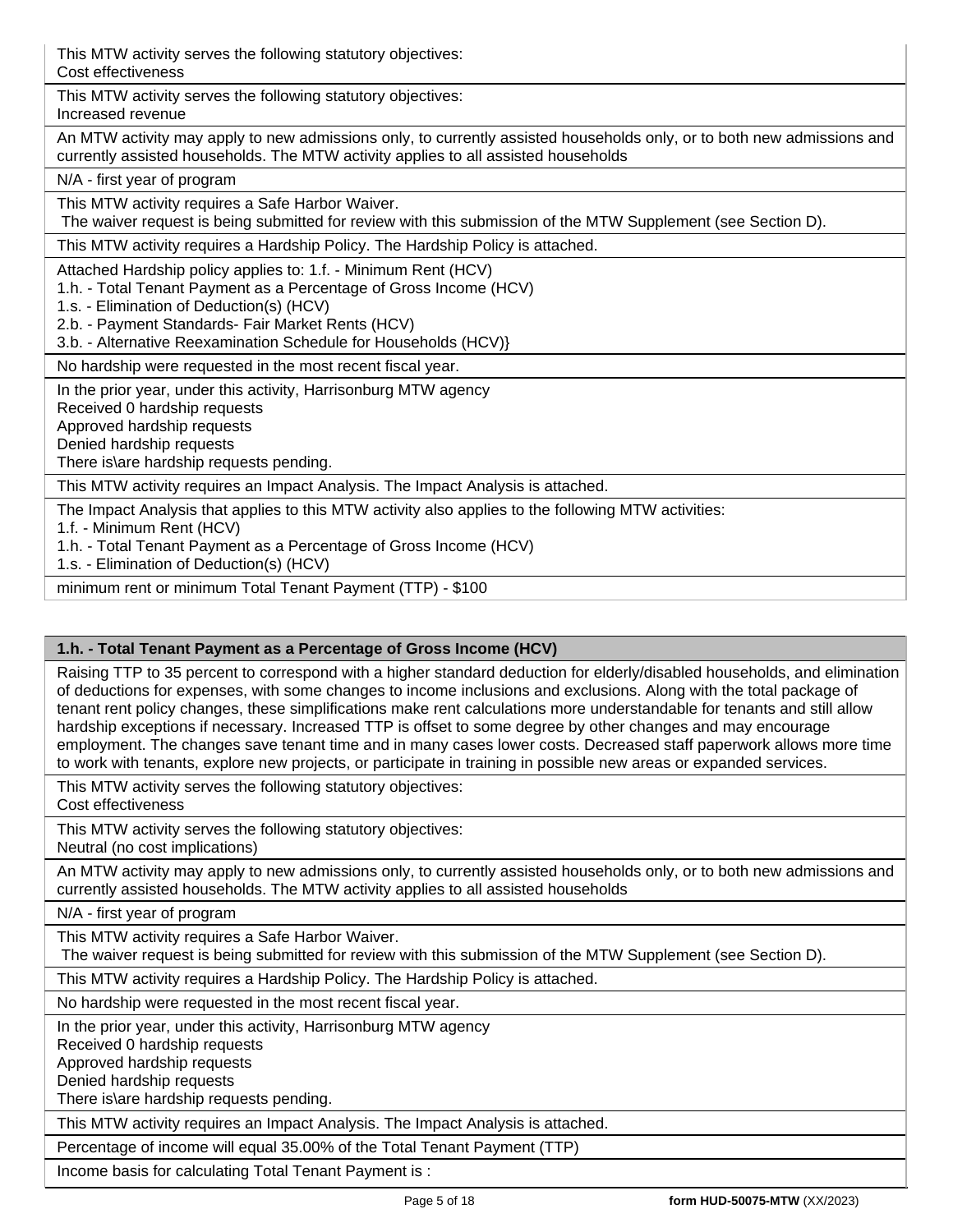This MTW activity serves the following statutory objectives:
Cost effectiveness

This MTW activity serves the following statutory objectives:
Increased revenue

An MTW activity may apply to new admissions only, to currently assisted households only, or to both new admissions and currently assisted households. The MTW activity applies to all assisted households

N/A - first year of program

This MTW activity requires a Safe Harbor Waiver.
The waiver request is being submitted for review with this submission of the MTW Supplement (see Section D).

This MTW activity requires a Hardship Policy. The Hardship Policy is attached.

Attached Hardship policy applies to: 1.f. - Minimum Rent (HCV)
1.h. - Total Tenant Payment as a Percentage of Gross Income (HCV)
1.s. - Elimination of Deduction(s) (HCV)
2.b. - Payment Standards- Fair Market Rents (HCV)
3.b. - Alternative Reexamination Schedule for Households (HCV)}

No hardship were requested in the most recent fiscal year.

In the prior year, under this activity, Harrisonburg MTW agency
Received 0 hardship requests
Approved hardship requests
Denied hardship requests
There is\are hardship requests pending.

This MTW activity requires an Impact Analysis. The Impact Analysis is attached.

The Impact Analysis that applies to this MTW activity also applies to the following MTW activities:
1.f. - Minimum Rent (HCV)
1.h. - Total Tenant Payment as a Percentage of Gross Income (HCV)
1.s. - Elimination of Deduction(s) (HCV)

minimum rent or minimum Total Tenant Payment (TTP) - $100

### 1.h. - Total Tenant Payment as a Percentage of Gross Income (HCV)

Raising TTP to 35 percent to correspond with a higher standard deduction for elderly/disabled households, and elimination of deductions for expenses, with some changes to income inclusions and exclusions. Along with the total package of tenant rent policy changes, these simplifications make rent calculations more understandable for tenants and still allow hardship exceptions if necessary. Increased TTP is offset to some degree by other changes and may encourage employment. The changes save tenant time and in many cases lower costs. Decreased staff paperwork allows more time to work with tenants, explore new projects, or participate in training in possible new areas or expanded services.

This MTW activity serves the following statutory objectives:
Cost effectiveness

This MTW activity serves the following statutory objectives:
Neutral (no cost implications)

An MTW activity may apply to new admissions only, to currently assisted households only, or to both new admissions and currently assisted households. The MTW activity applies to all assisted households

N/A - first year of program

This MTW activity requires a Safe Harbor Waiver.
The waiver request is being submitted for review with this submission of the MTW Supplement (see Section D).

This MTW activity requires a Hardship Policy. The Hardship Policy is attached.

No hardship were requested in the most recent fiscal year.

In the prior year, under this activity, Harrisonburg MTW agency
Received 0 hardship requests
Approved hardship requests
Denied hardship requests
There is\are hardship requests pending.

This MTW activity requires an Impact Analysis. The Impact Analysis is attached.

Percentage of income will equal 35.00% of the Total Tenant Payment (TTP)

Income basis for calculating Total Tenant Payment is :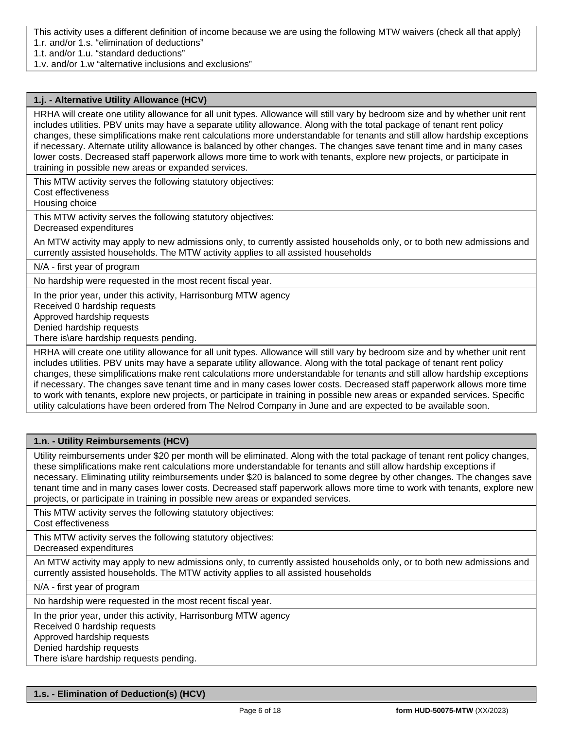This activity uses a different definition of income because we are using the following MTW waivers (check all that apply)
1.r. and/or 1.s. “elimination of deductions”
1.t. and/or 1.u. “standard deductions”
1.v. and/or 1.w “alternative inclusions and exclusions”

### 1.j. - Alternative Utility Allowance (HCV)

HRHA will create one utility allowance for all unit types. Allowance will still vary by bedroom size and by whether unit rent includes utilities. PBV units may have a separate utility allowance. Along with the total package of tenant rent policy changes, these simplifications make rent calculations more understandable for tenants and still allow hardship exceptions if necessary. Alternate utility allowance is balanced by other changes. The changes save tenant time and in many cases lower costs. Decreased staff paperwork allows more time to work with tenants, explore new projects, or participate in training in possible new areas or expanded services.

This MTW activity serves the following statutory objectives:
Cost effectiveness
Housing choice

This MTW activity serves the following statutory objectives:
Decreased expenditures

An MTW activity may apply to new admissions only, to currently assisted households only, or to both new admissions and currently assisted households. The MTW activity applies to all assisted households

N/A - first year of program

No hardship were requested in the most recent fiscal year.

In the prior year, under this activity, Harrisonburg MTW agency
Received 0 hardship requests
Approved hardship requests
Denied hardship requests
There is\are hardship requests pending.

HRHA will create one utility allowance for all unit types. Allowance will still vary by bedroom size and by whether unit rent includes utilities. PBV units may have a separate utility allowance. Along with the total package of tenant rent policy changes, these simplifications make rent calculations more understandable for tenants and still allow hardship exceptions if necessary. The changes save tenant time and in many cases lower costs. Decreased staff paperwork allows more time to work with tenants, explore new projects, or participate in training in possible new areas or expanded services. Specific utility calculations have been ordered from The Nelrod Company in June and are expected to be available soon.

### 1.n. - Utility Reimbursements (HCV)

Utility reimbursements under $20 per month will be eliminated. Along with the total package of tenant rent policy changes, these simplifications make rent calculations more understandable for tenants and still allow hardship exceptions if necessary. Eliminating utility reimbursements under $20 is balanced to some degree by other changes. The changes save tenant time and in many cases lower costs. Decreased staff paperwork allows more time to work with tenants, explore new projects, or participate in training in possible new areas or expanded services.

This MTW activity serves the following statutory objectives:
Cost effectiveness

This MTW activity serves the following statutory objectives:
Decreased expenditures

An MTW activity may apply to new admissions only, to currently assisted households only, or to both new admissions and currently assisted households. The MTW activity applies to all assisted households

N/A - first year of program

No hardship were requested in the most recent fiscal year.

In the prior year, under this activity, Harrisonburg MTW agency
Received 0 hardship requests
Approved hardship requests
Denied hardship requests
There is\are hardship requests pending.

### 1.s. - Elimination of Deduction(s) (HCV)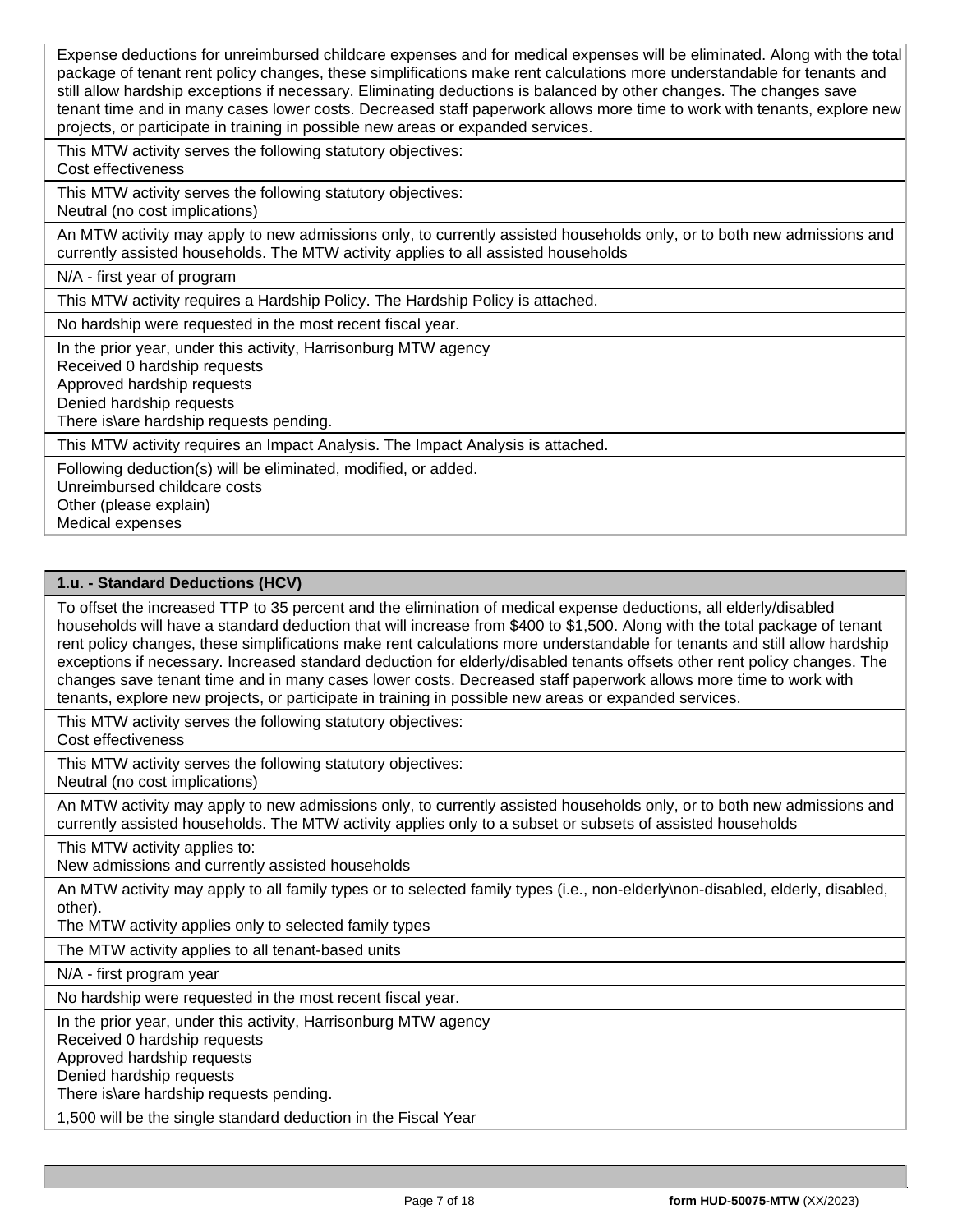Expense deductions for unreimbursed childcare expenses and for medical expenses will be eliminated. Along with the total package of tenant rent policy changes, these simplifications make rent calculations more understandable for tenants and still allow hardship exceptions if necessary. Eliminating deductions is balanced by other changes. The changes save tenant time and in many cases lower costs. Decreased staff paperwork allows more time to work with tenants, explore new projects, or participate in training in possible new areas or expanded services.

This MTW activity serves the following statutory objectives:
Cost effectiveness

This MTW activity serves the following statutory objectives:
Neutral (no cost implications)

An MTW activity may apply to new admissions only, to currently assisted households only, or to both new admissions and currently assisted households. The MTW activity applies to all assisted households

N/A - first year of program

This MTW activity requires a Hardship Policy. The Hardship Policy is attached.

No hardship were requested in the most recent fiscal year.

In the prior year, under this activity, Harrisonburg MTW agency
Received 0 hardship requests
Approved hardship requests
Denied hardship requests
There is\are hardship requests pending.

This MTW activity requires an Impact Analysis. The Impact Analysis is attached.

Following deduction(s) will be eliminated, modified, or added.
Unreimbursed childcare costs
Other (please explain)
Medical expenses

### 1.u. - Standard Deductions (HCV)

To offset the increased TTP to 35 percent and the elimination of medical expense deductions, all elderly/disabled households will have a standard deduction that will increase from $400 to $1,500. Along with the total package of tenant rent policy changes, these simplifications make rent calculations more understandable for tenants and still allow hardship exceptions if necessary. Increased standard deduction for elderly/disabled tenants offsets other rent policy changes. The changes save tenant time and in many cases lower costs. Decreased staff paperwork allows more time to work with tenants, explore new projects, or participate in training in possible new areas or expanded services.

This MTW activity serves the following statutory objectives:
Cost effectiveness

This MTW activity serves the following statutory objectives:
Neutral (no cost implications)

An MTW activity may apply to new admissions only, to currently assisted households only, or to both new admissions and currently assisted households. The MTW activity applies only to a subset or subsets of assisted households

This MTW activity applies to:
New admissions and currently assisted households

An MTW activity may apply to all family types or to selected family types (i.e., non-elderly\non-disabled, elderly, disabled, other).
The MTW activity applies only to selected family types

The MTW activity applies to all tenant-based units

N/A - first program year

No hardship were requested in the most recent fiscal year.

In the prior year, under this activity, Harrisonburg MTW agency
Received 0 hardship requests
Approved hardship requests
Denied hardship requests
There is\are hardship requests pending.

1,500 will be the single standard deduction in the Fiscal Year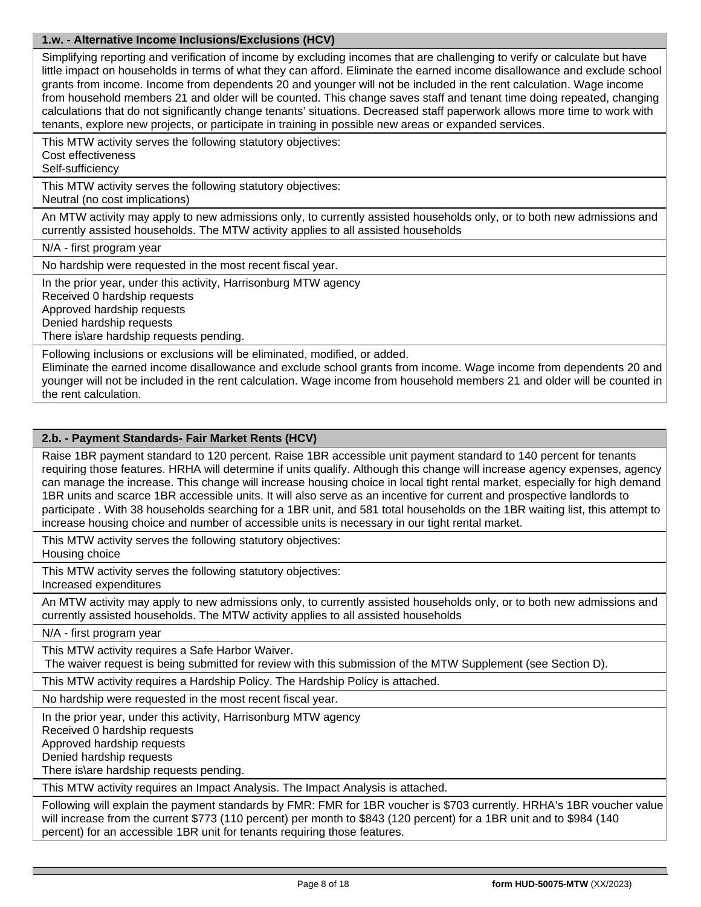### 1.w. - Alternative Income Inclusions/Exclusions (HCV)

Simplifying reporting and verification of income by excluding incomes that are challenging to verify or calculate but have little impact on households in terms of what they can afford. Eliminate the earned income disallowance and exclude school grants from income. Income from dependents 20 and younger will not be included in the rent calculation. Wage income from household members 21 and older will be counted. This change saves staff and tenant time doing repeated, changing calculations that do not significantly change tenants' situations. Decreased staff paperwork allows more time to work with tenants, explore new projects, or participate in training in possible new areas or expanded services.

This MTW activity serves the following statutory objectives:
Cost effectiveness
Self-sufficiency

This MTW activity serves the following statutory objectives:
Neutral (no cost implications)

An MTW activity may apply to new admissions only, to currently assisted households only, or to both new admissions and currently assisted households. The MTW activity applies to all assisted households

N/A - first program year

No hardship were requested in the most recent fiscal year.

In the prior year, under this activity, Harrisonburg MTW agency
Received 0 hardship requests
Approved hardship requests
Denied hardship requests
There is\are hardship requests pending.

Following inclusions or exclusions will be eliminated, modified, or added.
Eliminate the earned income disallowance and exclude school grants from income. Wage income from dependents 20 and younger will not be included in the rent calculation. Wage income from household members 21 and older will be counted in the rent calculation.

### 2.b. - Payment Standards- Fair Market Rents (HCV)

Raise 1BR payment standard to 120 percent. Raise 1BR accessible unit payment standard to 140 percent for tenants requiring those features. HRHA will determine if units qualify. Although this change will increase agency expenses, agency can manage the increase. This change will increase housing choice in local tight rental market, especially for high demand 1BR units and scarce 1BR accessible units. It will also serve as an incentive for current and prospective landlords to participate . With 38 households searching for a 1BR unit, and 581 total households on the 1BR waiting list, this attempt to increase housing choice and number of accessible units is necessary in our tight rental market.

This MTW activity serves the following statutory objectives:
Housing choice

This MTW activity serves the following statutory objectives:
Increased expenditures

An MTW activity may apply to new admissions only, to currently assisted households only, or to both new admissions and currently assisted households. The MTW activity applies to all assisted households

N/A - first program year

This MTW activity requires a Safe Harbor Waiver.
The waiver request is being submitted for review with this submission of the MTW Supplement (see Section D).

This MTW activity requires a Hardship Policy. The Hardship Policy is attached.

No hardship were requested in the most recent fiscal year.

In the prior year, under this activity, Harrisonburg MTW agency
Received 0 hardship requests
Approved hardship requests
Denied hardship requests
There is\are hardship requests pending.

This MTW activity requires an Impact Analysis. The Impact Analysis is attached.

Following will explain the payment standards by FMR: FMR for 1BR voucher is $703 currently. HRHA's 1BR voucher value will increase from the current $773 (110 percent) per month to $843 (120 percent) for a 1BR unit and to $984 (140 percent) for an accessible 1BR unit for tenants requiring those features.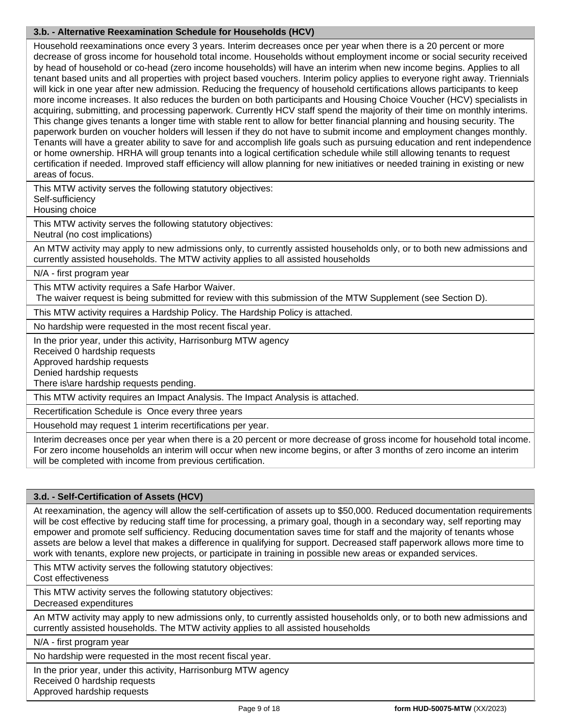### 3.b. - Alternative Reexamination Schedule for Households (HCV)

Household reexaminations once every 3 years. Interim decreases once per year when there is a 20 percent or more decrease of gross income for household total income. Households without employment income or social security received by head of household or co-head (zero income households) will have an interim when new income begins. Applies to all tenant based units and all properties with project based vouchers. Interim policy applies to everyone right away. Triennials will kick in one year after new admission. Reducing the frequency of household certifications allows participants to keep more income increases. It also reduces the burden on both participants and Housing Choice Voucher (HCV) specialists in acquiring, submitting, and processing paperwork. Currently HCV staff spend the majority of their time on monthly interims. This change gives tenants a longer time with stable rent to allow for better financial planning and housing security. The paperwork burden on voucher holders will lessen if they do not have to submit income and employment changes monthly. Tenants will have a greater ability to save for and accomplish life goals such as pursuing education and rent independence or home ownership. HRHA will group tenants into a logical certification schedule while still allowing tenants to request certification if needed. Improved staff efficiency will allow planning for new initiatives or needed training in existing or new areas of focus.

This MTW activity serves the following statutory objectives:
Self-sufficiency
Housing choice

This MTW activity serves the following statutory objectives:
Neutral (no cost implications)

An MTW activity may apply to new admissions only, to currently assisted households only, or to both new admissions and currently assisted households. The MTW activity applies to all assisted households

N/A - first program year

This MTW activity requires a Safe Harbor Waiver.
The waiver request is being submitted for review with this submission of the MTW Supplement (see Section D).

This MTW activity requires a Hardship Policy. The Hardship Policy is attached.

No hardship were requested in the most recent fiscal year.

In the prior year, under this activity, Harrisonburg MTW agency
Received 0 hardship requests
Approved hardship requests
Denied hardship requests
There is\are hardship requests pending.

This MTW activity requires an Impact Analysis. The Impact Analysis is attached.

Recertification Schedule is Once every three years

Household may request 1 interim recertifications per year.

Interim decreases once per year when there is a 20 percent or more decrease of gross income for household total income. For zero income households an interim will occur when new income begins, or after 3 months of zero income an interim will be completed with income from previous certification.

### 3.d. - Self-Certification of Assets (HCV)

At reexamination, the agency will allow the self-certification of assets up to $50,000. Reduced documentation requirements will be cost effective by reducing staff time for processing, a primary goal, though in a secondary way, self reporting may empower and promote self sufficiency. Reducing documentation saves time for staff and the majority of tenants whose assets are below a level that makes a difference in qualifying for support. Decreased staff paperwork allows more time to work with tenants, explore new projects, or participate in training in possible new areas or expanded services.

This MTW activity serves the following statutory objectives:
Cost effectiveness

This MTW activity serves the following statutory objectives:
Decreased expenditures

An MTW activity may apply to new admissions only, to currently assisted households only, or to both new admissions and currently assisted households. The MTW activity applies to all assisted households

N/A - first program year

No hardship were requested in the most recent fiscal year.

In the prior year, under this activity, Harrisonburg MTW agency
Received 0 hardship requests
Approved hardship requests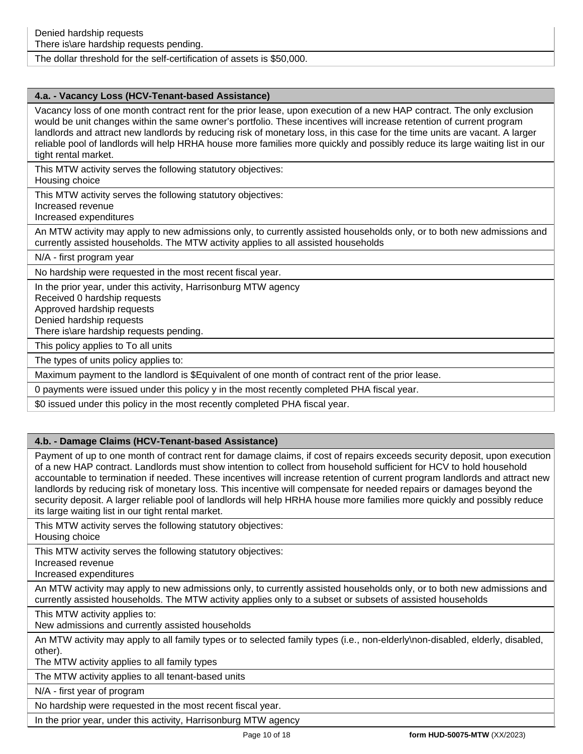Denied hardship requests
There is\are hardship requests pending.

The dollar threshold for the self-certification of assets is $50,000.

### 4.a. - Vacancy Loss (HCV-Tenant-based Assistance)

Vacancy loss of one month contract rent for the prior lease, upon execution of a new HAP contract. The only exclusion would be unit changes within the same owner's portfolio. These incentives will increase retention of current program landlords and attract new landlords by reducing risk of monetary loss, in this case for the time units are vacant. A larger reliable pool of landlords will help HRHA house more families more quickly and possibly reduce its large waiting list in our tight rental market.

This MTW activity serves the following statutory objectives:
Housing choice

This MTW activity serves the following statutory objectives:
Increased revenue
Increased expenditures

An MTW activity may apply to new admissions only, to currently assisted households only, or to both new admissions and currently assisted households. The MTW activity applies to all assisted households

N/A - first program year

No hardship were requested in the most recent fiscal year.

In the prior year, under this activity, Harrisonburg MTW agency
Received 0 hardship requests
Approved hardship requests
Denied hardship requests
There is\are hardship requests pending.

This policy applies to To all units

The types of units policy applies to:

Maximum payment to the landlord is $Equivalent of one month of contract rent of the prior lease.

0 payments were issued under this policy y in the most recently completed PHA fiscal year.

$0 issued under this policy in the most recently completed PHA fiscal year.

### 4.b. - Damage Claims (HCV-Tenant-based Assistance)

Payment of up to one month of contract rent for damage claims, if cost of repairs exceeds security deposit, upon execution of a new HAP contract. Landlords must show intention to collect from household sufficient for HCV to hold household accountable to termination if needed. These incentives will increase retention of current program landlords and attract new landlords by reducing risk of monetary loss. This incentive will compensate for needed repairs or damages beyond the security deposit. A larger reliable pool of landlords will help HRHA house more families more quickly and possibly reduce its large waiting list in our tight rental market.

This MTW activity serves the following statutory objectives:
Housing choice

This MTW activity serves the following statutory objectives:
Increased revenue
Increased expenditures

An MTW activity may apply to new admissions only, to currently assisted households only, or to both new admissions and currently assisted households. The MTW activity applies only to a subset or subsets of assisted households

This MTW activity applies to:
New admissions and currently assisted households

An MTW activity may apply to all family types or to selected family types (i.e., non-elderly\non-disabled, elderly, disabled, other).
The MTW activity applies to all family types

The MTW activity applies to all tenant-based units

N/A - first year of program

No hardship were requested in the most recent fiscal year.

In the prior year, under this activity, Harrisonburg MTW agency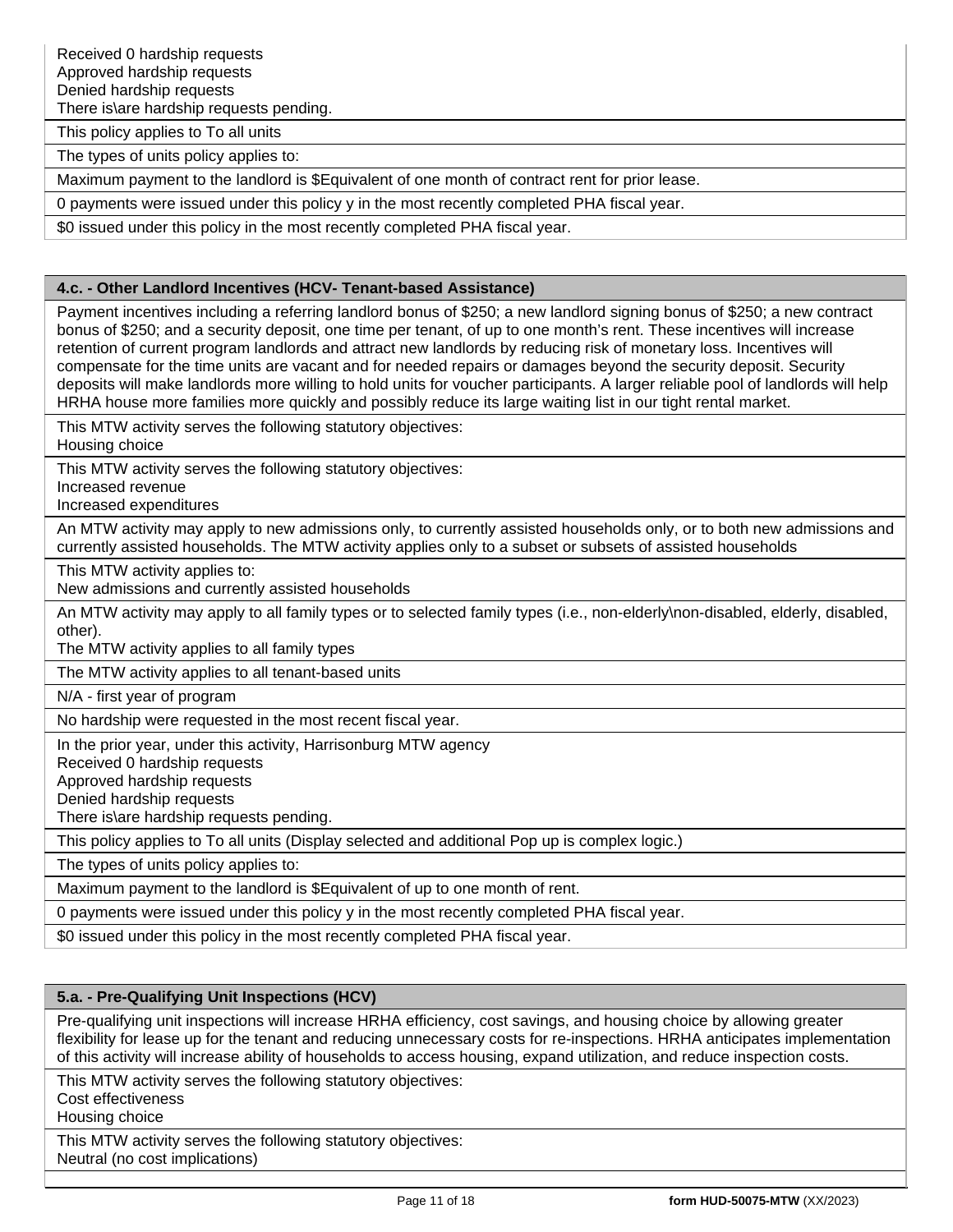Received 0 hardship requests
Approved hardship requests
Denied hardship requests
There is\are hardship requests pending.

This policy applies to To all units

The types of units policy applies to:

Maximum payment to the landlord is $Equivalent of one month of contract rent for prior lease.

0 payments were issued under this policy y in the most recently completed PHA fiscal year.

$0 issued under this policy in the most recently completed PHA fiscal year.

### 4.c. - Other Landlord Incentives (HCV- Tenant-based Assistance)

Payment incentives including a referring landlord bonus of $250; a new landlord signing bonus of $250; a new contract bonus of $250; and a security deposit, one time per tenant, of up to one month's rent. These incentives will increase retention of current program landlords and attract new landlords by reducing risk of monetary loss. Incentives will compensate for the time units are vacant and for needed repairs or damages beyond the security deposit. Security deposits will make landlords more willing to hold units for voucher participants. A larger reliable pool of landlords will help HRHA house more families more quickly and possibly reduce its large waiting list in our tight rental market.

This MTW activity serves the following statutory objectives:
Housing choice

This MTW activity serves the following statutory objectives:
Increased revenue
Increased expenditures

An MTW activity may apply to new admissions only, to currently assisted households only, or to both new admissions and currently assisted households. The MTW activity applies only to a subset or subsets of assisted households

This MTW activity applies to:
New admissions and currently assisted households

An MTW activity may apply to all family types or to selected family types (i.e., non-elderly\non-disabled, elderly, disabled, other).
The MTW activity applies to all family types

The MTW activity applies to all tenant-based units

N/A - first year of program

No hardship were requested in the most recent fiscal year.

In the prior year, under this activity, Harrisonburg MTW agency
Received 0 hardship requests
Approved hardship requests
Denied hardship requests
There is\are hardship requests pending.

This policy applies to To all units (Display selected and additional Pop up is complex logic.)

The types of units policy applies to:

Maximum payment to the landlord is $Equivalent of up to one month of rent.

0 payments were issued under this policy y in the most recently completed PHA fiscal year.

$0 issued under this policy in the most recently completed PHA fiscal year.

### 5.a. - Pre-Qualifying Unit Inspections (HCV)

Pre-qualifying unit inspections will increase HRHA efficiency, cost savings, and housing choice by allowing greater flexibility for lease up for the tenant and reducing unnecessary costs for re-inspections. HRHA anticipates implementation of this activity will increase ability of households to access housing, expand utilization, and reduce inspection costs.

This MTW activity serves the following statutory objectives:
Cost effectiveness
Housing choice

This MTW activity serves the following statutory objectives:
Neutral (no cost implications)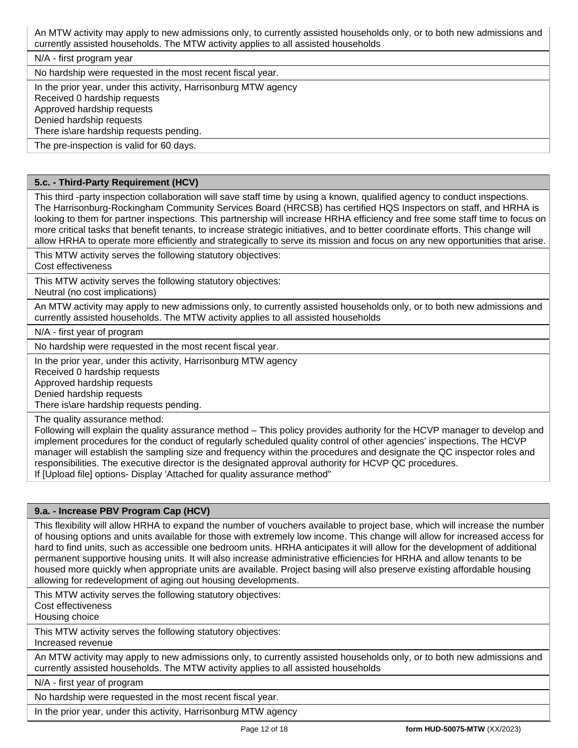An MTW activity may apply to new admissions only, to currently assisted households only, or to both new admissions and currently assisted households. The MTW activity applies to all assisted households

N/A - first program year

No hardship were requested in the most recent fiscal year.

In the prior year, under this activity, Harrisonburg MTW agency
Received 0 hardship requests
Approved hardship requests
Denied hardship requests
There is\are hardship requests pending.

The pre-inspection is valid for 60 days.

### 5.c. - Third-Party Requirement (HCV)

This third -party inspection collaboration will save staff time by using a known, qualified agency to conduct inspections. The Harrisonburg-Rockingham Community Services Board (HRCSB) has certified HQS Inspectors on staff, and HRHA is looking to them for partner inspections. This partnership will increase HRHA efficiency and free some staff time to focus on more critical tasks that benefit tenants, to increase strategic initiatives, and to better coordinate efforts. This change will allow HRHA to operate more efficiently and strategically to serve its mission and focus on any new opportunities that arise.

This MTW activity serves the following statutory objectives:
Cost effectiveness

This MTW activity serves the following statutory objectives:
Neutral (no cost implications)

An MTW activity may apply to new admissions only, to currently assisted households only, or to both new admissions and currently assisted households. The MTW activity applies to all assisted households

N/A - first year of program

No hardship were requested in the most recent fiscal year.

In the prior year, under this activity, Harrisonburg MTW agency
Received 0 hardship requests
Approved hardship requests
Denied hardship requests
There is\are hardship requests pending.

The quality assurance method:
Following will explain the quality assurance method – This policy provides authority for the HCVP manager to develop and implement procedures for the conduct of regularly scheduled quality control of other agencies' inspections. The HCVP manager will establish the sampling size and frequency within the procedures and designate the QC inspector roles and responsibilities. The executive director is the designated approval authority for HCVP QC procedures.
If [Upload file] options- Display 'Attached for quality assurance method"

### 9.a. - Increase PBV Program Cap (HCV)

This flexibility will allow HRHA to expand the number of vouchers available to project base, which will increase the number of housing options and units available for those with extremely low income. This change will allow for increased access for hard to find units, such as accessible one bedroom units. HRHA anticipates it will allow for the development of additional permanent supportive housing units. It will also increase administrative efficiencies for HRHA and allow tenants to be housed more quickly when appropriate units are available. Project basing will also preserve existing affordable housing allowing for redevelopment of aging out housing developments.

This MTW activity serves the following statutory objectives:
Cost effectiveness
Housing choice

This MTW activity serves the following statutory objectives:
Increased revenue

An MTW activity may apply to new admissions only, to currently assisted households only, or to both new admissions and currently assisted households. The MTW activity applies to all assisted households

N/A - first year of program

No hardship were requested in the most recent fiscal year.

In the prior year, under this activity, Harrisonburg MTW agency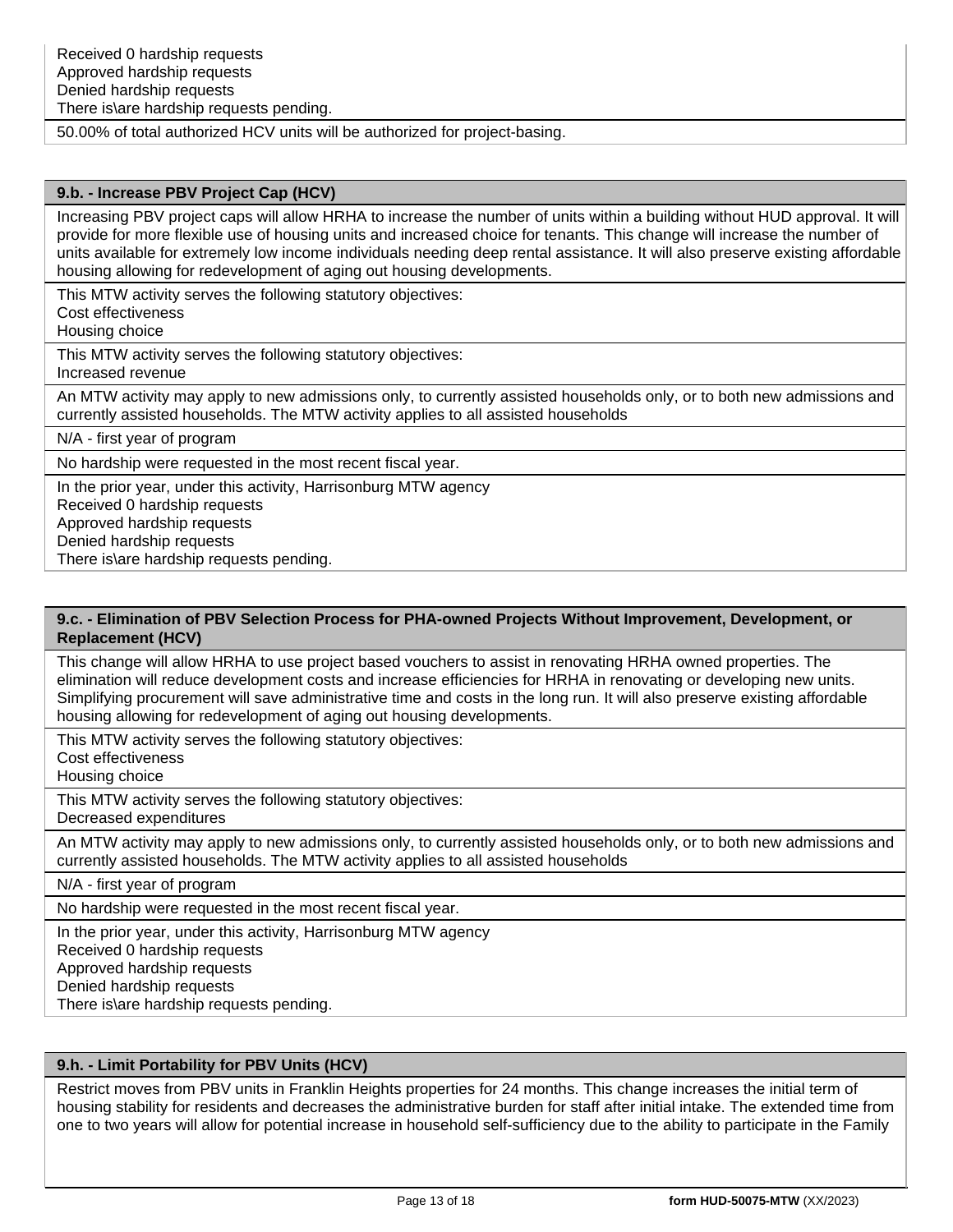Received 0 hardship requests
Approved hardship requests
Denied hardship requests
There is\are hardship requests pending.

50.00% of total authorized HCV units will be authorized for project-basing.

### 9.b. - Increase PBV Project Cap (HCV)

Increasing PBV project caps will allow HRHA to increase the number of units within a building without HUD approval. It will provide for more flexible use of housing units and increased choice for tenants. This change will increase the number of units available for extremely low income individuals needing deep rental assistance. It will also preserve existing affordable housing allowing for redevelopment of aging out housing developments.

This MTW activity serves the following statutory objectives:
Cost effectiveness
Housing choice

This MTW activity serves the following statutory objectives:
Increased revenue

An MTW activity may apply to new admissions only, to currently assisted households only, or to both new admissions and currently assisted households. The MTW activity applies to all assisted households

N/A - first year of program

No hardship were requested in the most recent fiscal year.

In the prior year, under this activity, Harrisonburg MTW agency
Received 0 hardship requests
Approved hardship requests
Denied hardship requests
There is\are hardship requests pending.

### 9.c. - Elimination of PBV Selection Process for PHA-owned Projects Without Improvement, Development, or Replacement (HCV)

This change will allow HRHA to use project based vouchers to assist in renovating HRHA owned properties. The elimination will reduce development costs and increase efficiencies for HRHA in renovating or developing new units. Simplifying procurement will save administrative time and costs in the long run. It will also preserve existing affordable housing allowing for redevelopment of aging out housing developments.

This MTW activity serves the following statutory objectives:
Cost effectiveness
Housing choice

This MTW activity serves the following statutory objectives:
Decreased expenditures

An MTW activity may apply to new admissions only, to currently assisted households only, or to both new admissions and currently assisted households. The MTW activity applies to all assisted households

N/A - first year of program

No hardship were requested in the most recent fiscal year.

In the prior year, under this activity, Harrisonburg MTW agency
Received 0 hardship requests
Approved hardship requests
Denied hardship requests
There is\are hardship requests pending.

### 9.h. - Limit Portability for PBV Units (HCV)

Restrict moves from PBV units in Franklin Heights properties for 24 months. This change increases the initial term of housing stability for residents and decreases the administrative burden for staff after initial intake. The extended time from one to two years will allow for potential increase in household self-sufficiency due to the ability to participate in the Family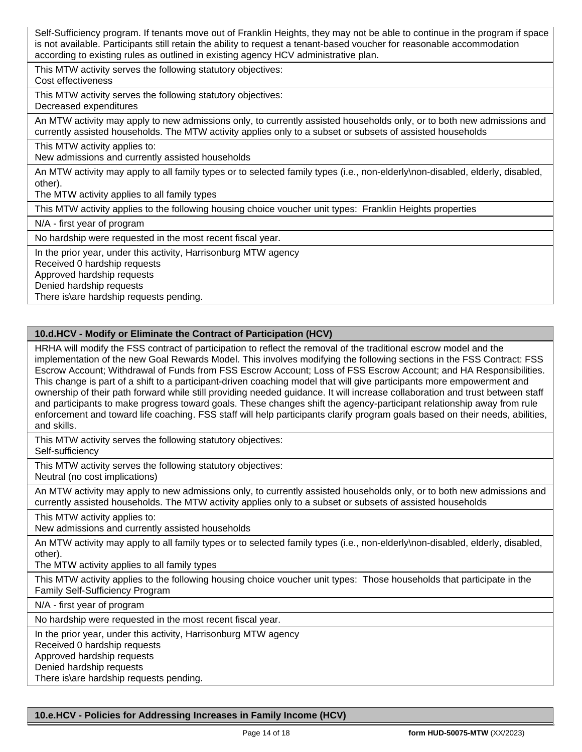Self-Sufficiency program. If tenants move out of Franklin Heights, they may not be able to continue in the program if space is not available. Participants still retain the ability to request a tenant-based voucher for reasonable accommodation according to existing rules as outlined in existing agency HCV administrative plan.

This MTW activity serves the following statutory objectives:
Cost effectiveness

This MTW activity serves the following statutory objectives:
Decreased expenditures

An MTW activity may apply to new admissions only, to currently assisted households only, or to both new admissions and currently assisted households. The MTW activity applies only to a subset or subsets of assisted households

This MTW activity applies to:
New admissions and currently assisted households

An MTW activity may apply to all family types or to selected family types (i.e., non-elderly\non-disabled, elderly, disabled, other).
The MTW activity applies to all family types

This MTW activity applies to the following housing choice voucher unit types: Franklin Heights properties

N/A - first year of program

No hardship were requested in the most recent fiscal year.

In the prior year, under this activity, Harrisonburg MTW agency
Received 0 hardship requests
Approved hardship requests
Denied hardship requests
There is\are hardship requests pending.

## 10.d.HCV - Modify or Eliminate the Contract of Participation (HCV)

HRHA will modify the FSS contract of participation to reflect the removal of the traditional escrow model and the implementation of the new Goal Rewards Model. This involves modifying the following sections in the FSS Contract: FSS Escrow Account; Withdrawal of Funds from FSS Escrow Account; Loss of FSS Escrow Account; and HA Responsibilities. This change is part of a shift to a participant-driven coaching model that will give participants more empowerment and ownership of their path forward while still providing needed guidance. It will increase collaboration and trust between staff and participants to make progress toward goals. These changes shift the agency-participant relationship away from rule enforcement and toward life coaching. FSS staff will help participants clarify program goals based on their needs, abilities, and skills.

This MTW activity serves the following statutory objectives:
Self-sufficiency

This MTW activity serves the following statutory objectives:
Neutral (no cost implications)

An MTW activity may apply to new admissions only, to currently assisted households only, or to both new admissions and currently assisted households. The MTW activity applies only to a subset or subsets of assisted households

This MTW activity applies to:
New admissions and currently assisted households

An MTW activity may apply to all family types or to selected family types (i.e., non-elderly\non-disabled, elderly, disabled, other).
The MTW activity applies to all family types

This MTW activity applies to the following housing choice voucher unit types: Those households that participate in the Family Self-Sufficiency Program

N/A - first year of program

No hardship were requested in the most recent fiscal year.

In the prior year, under this activity, Harrisonburg MTW agency
Received 0 hardship requests
Approved hardship requests
Denied hardship requests
There is\are hardship requests pending.

## 10.e.HCV - Policies for Addressing Increases in Family Income (HCV)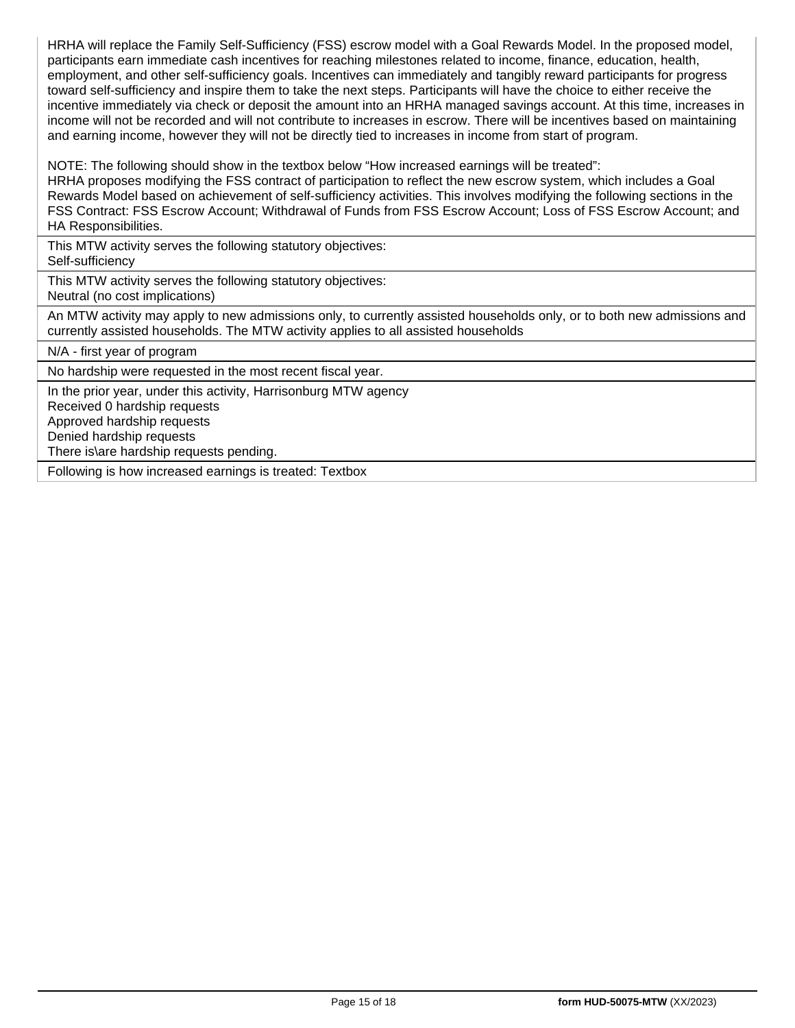HRHA will replace the Family Self-Sufficiency (FSS) escrow model with a Goal Rewards Model. In the proposed model, participants earn immediate cash incentives for reaching milestones related to income, finance, education, health, employment, and other self-sufficiency goals. Incentives can immediately and tangibly reward participants for progress toward self-sufficiency and inspire them to take the next steps. Participants will have the choice to either receive the incentive immediately via check or deposit the amount into an HRHA managed savings account. At this time, increases in income will not be recorded and will not contribute to increases in escrow. There will be incentives based on maintaining and earning income, however they will not be directly tied to increases in income from start of program.

NOTE: The following should show in the textbox below "How increased earnings will be treated":
HRHA proposes modifying the FSS contract of participation to reflect the new escrow system, which includes a Goal Rewards Model based on achievement of self-sufficiency activities. This involves modifying the following sections in the FSS Contract: FSS Escrow Account; Withdrawal of Funds from FSS Escrow Account; Loss of FSS Escrow Account; and HA Responsibilities.

This MTW activity serves the following statutory objectives:
Self-sufficiency

This MTW activity serves the following statutory objectives:
Neutral (no cost implications)

An MTW activity may apply to new admissions only, to currently assisted households only, or to both new admissions and currently assisted households. The MTW activity applies to all assisted households

N/A - first year of program

No hardship were requested in the most recent fiscal year.

In the prior year, under this activity, Harrisonburg MTW agency
Received 0 hardship requests
Approved hardship requests
Denied hardship requests
There is\are hardship requests pending.

Following is how increased earnings is treated: Textbox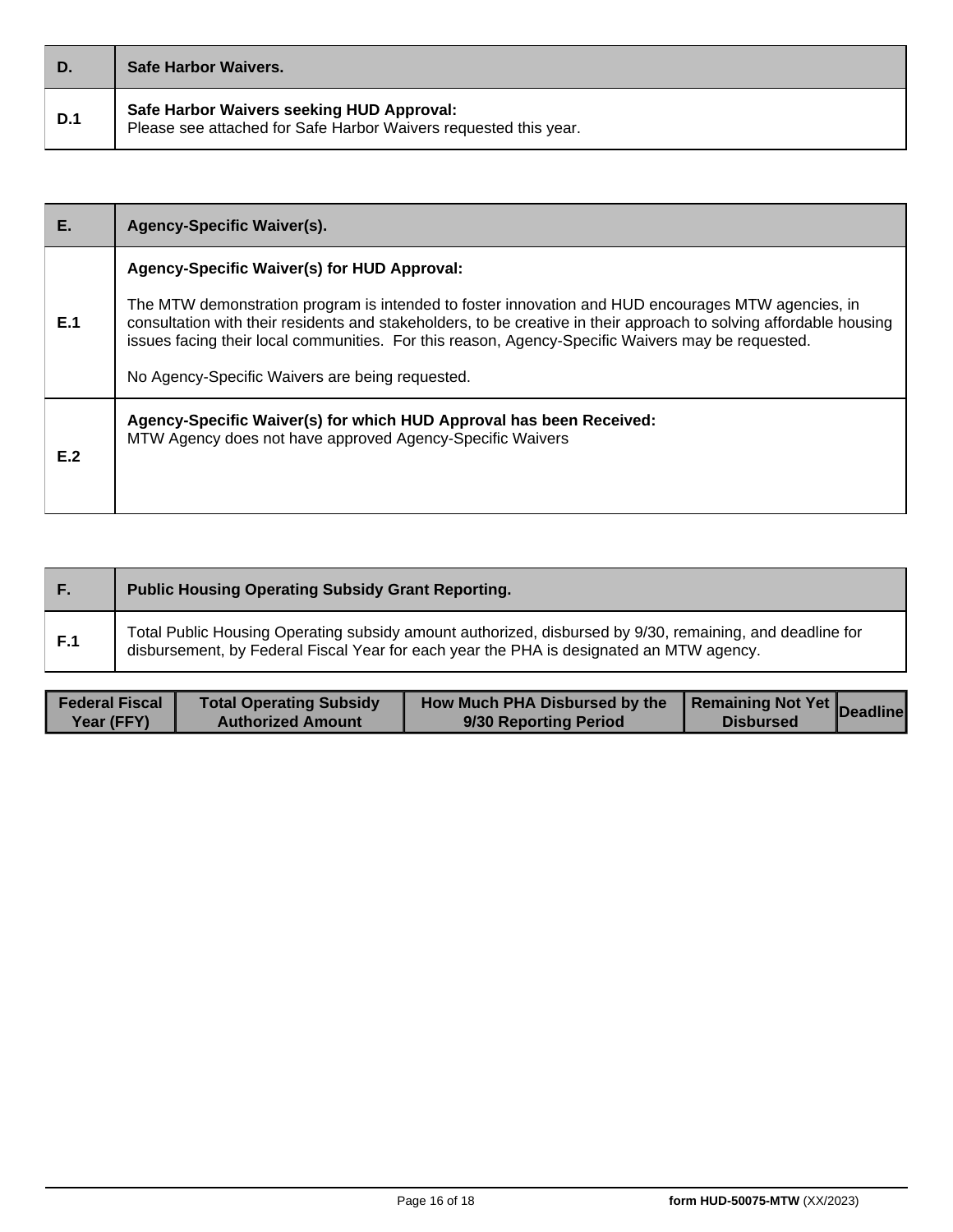| D. | Safe Harbor Waivers. |
|---|---|
| D.1 | **Safe Harbor Waivers seeking HUD Approval:** Please see attached for Safe Harbor Waivers requested this year. |

| E. | Agency-Specific Waiver(s). |
|---|---|
| E.1 | **Agency-Specific Waiver(s) for HUD Approval:** <br><br> The MTW demonstration program is intended to foster innovation and HUD encourages MTW agencies, in consultation with their residents and stakeholders, to be creative in their approach to solving affordable housing issues facing their local communities. For this reason, Agency-Specific Waivers may be requested. <br><br> No Agency-Specific Waivers are being requested. |
| E.2 | **Agency-Specific Waiver(s) for which HUD Approval has been Received:** MTW Agency does not have approved Agency-Specific Waivers |

| F. | Public Housing Operating Subsidy Grant Reporting. |
|---|---|
| F.1 | Total Public Housing Operating subsidy amount authorized, disbursed by 9/30, remaining, and deadline for disbursement, by Federal Fiscal Year for each year the PHA is designated an MTW agency. |

| Federal Fiscal Year (FFY) | Total Operating Subsidy Authorized Amount | How Much PHA Disbursed by the 9/30 Reporting Period | Remaining Not Yet Disbursed | Deadline |
|---|---|---|---|---|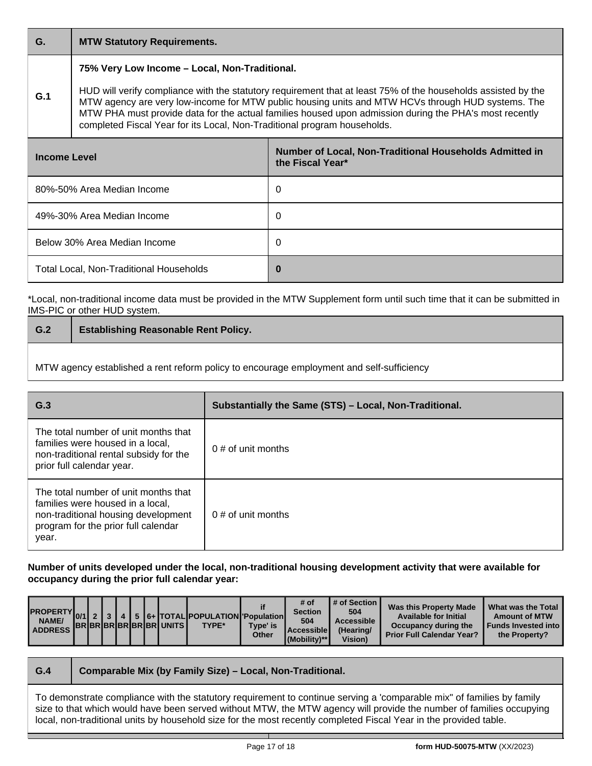| G. | MTW Statutory Requirements. |
|---|---|
| G.1 | **75% Very Low Income – Local, Non-Traditional.**<br><br>HUD will verify compliance with the statutory requirement that at least 75% of the households assisted by the MTW agency are very low-income for MTW public housing units and MTW HCVs through HUD systems. The MTW PHA must provide data for the actual families housed upon admission during the PHA's most recently completed Fiscal Year for its Local, Non-Traditional program households. |

| Income Level | Number of Local, Non-Traditional Households Admitted in the Fiscal Year* |
|---|---|
| 80%-50% Area Median Income | 0 |
| 49%-30% Area Median Income | 0 |
| Below 30% Area Median Income | 0 |
| Total Local, Non-Traditional Households | **0** |

*Local, non-traditional income data must be provided in the MTW Supplement form until such time that it can be submitted in IMS-PIC or other HUD system.

| G.2 | Establishing Reasonable Rent Policy. |
|---|---|

MTW agency established a rent reform policy to encourage employment and self-sufficiency

| G.3 | Substantially the Same (STS) – Local, Non-Traditional. |
|---|---|
| The total number of unit months that families were housed in a local, non-traditional rental subsidy for the prior full calendar year. | 0 # of unit months |
| The total number of unit months that families were housed in a local, non-traditional housing development program for the prior full calendar year. | 0 # of unit months |

**Number of units developed under the local, non-traditional housing development activity that were available for occupancy during the prior full calendar year:**

| PROPERTY NAME/ ADDRESS | 0/1 BR | 2 BR | 3 BR | 4 BR | 5 BR | 6+ BR | TOTAL UNITS | POPULATION TYPE* | if 'Population Type' is Other | # of Section 504 Accessible (Mobility)** | # of Section 504 Accessible (Hearing/ Vision) | Was this Property Made Available for Initial Occupancy during the Prior Full Calendar Year? | What was the Total Amount of MTW Funds Invested into the Property? |
|---|---|---|---|---|---|---|---|---|---|---|---|---|---|

| G.4 | Comparable Mix (by Family Size) – Local, Non-Traditional. |
|---|---|

To demonstrate compliance with the statutory requirement to continue serving a 'comparable mix" of families by family size to that which would have been served without MTW, the MTW agency will provide the number of families occupying local, non-traditional units by household size for the most recently completed Fiscal Year in the provided table.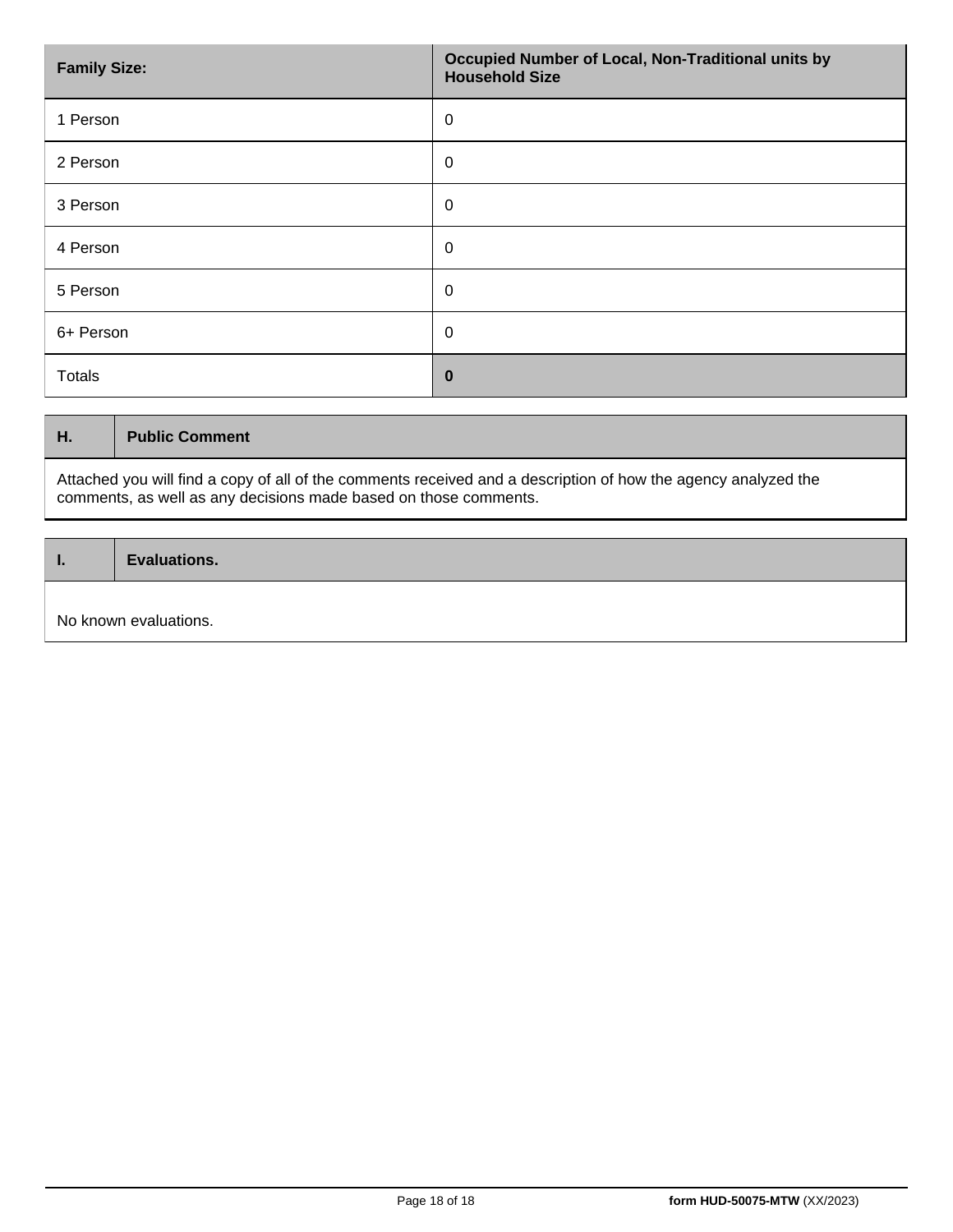| Family Size: | Occupied Number of Local, Non-Traditional units by Household Size |
|---|---|
| 1 Person | 0 |
| 2 Person | 0 |
| 3 Person | 0 |
| 4 Person | 0 |
| 5 Person | 0 |
| 6+ Person | 0 |
| Totals | **0** |

| H. | Public Comment |
|---|---|

Attached you will find a copy of all of the comments received and a description of how the agency analyzed the comments, as well as any decisions made based on those comments.

| I. | Evaluations. |
|---|---|

No known evaluations.